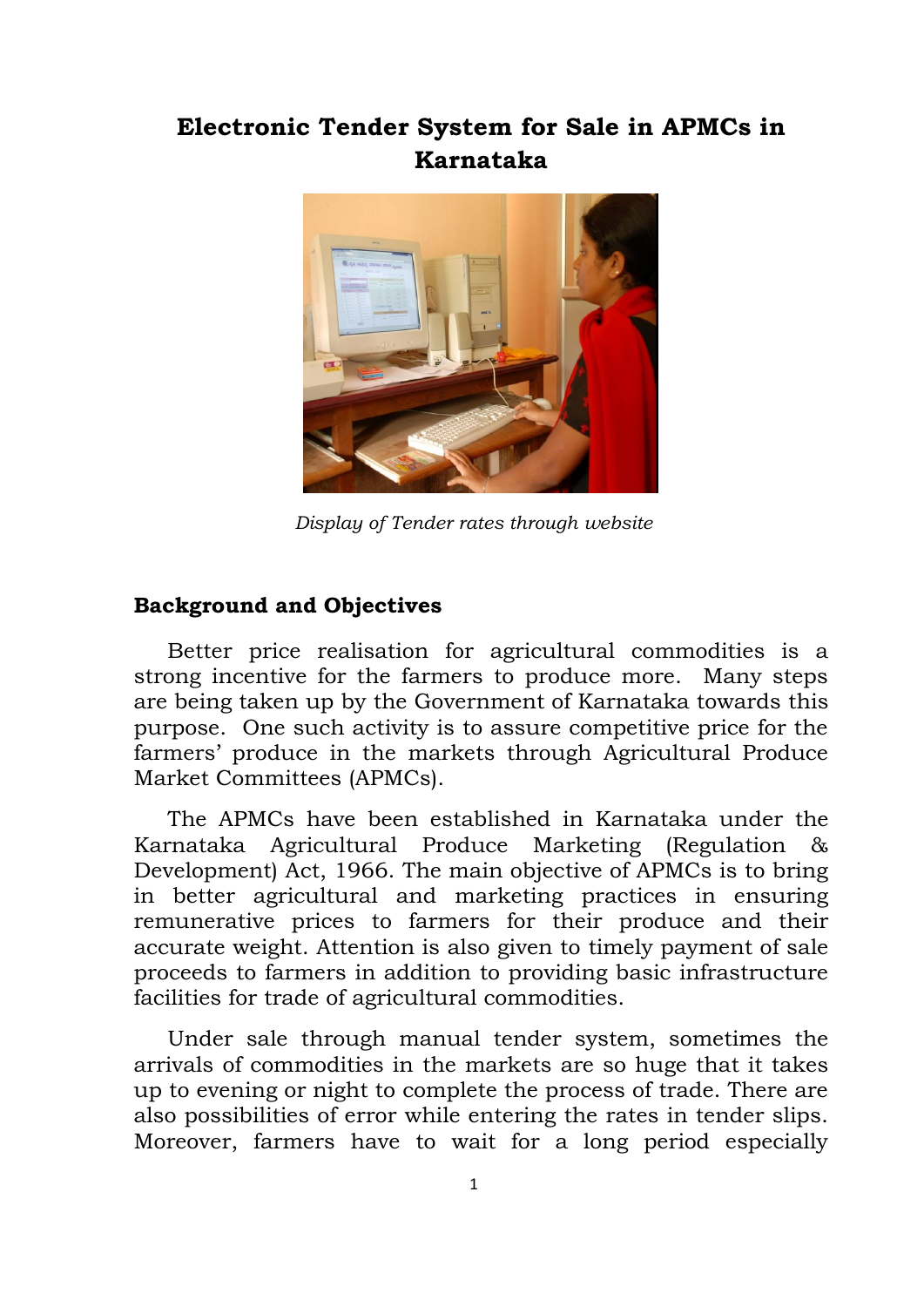# Electronic Tender System for Sale in APMCs in Karnataka

*Display of Tender rates through website*

## Background and Objectives

Better price realisation for agricultural commodities is a strong incentive for the farmers to produce more. Many steps are being taken up by the Government of Karnataka towards this purpose. One such activity is to assure competitive price for the farmers' produce in the markets through Agricultural Produce Market Committees (APMCs).

The APMCs have been established in Karnataka under the Karnataka Agricultural Produce Marketing (Regulation & Development) Act, 1966. The main objective of APMCs is to bring in better agricultural and marketing practices in ensuring remunerative prices to farmers for their produce and their accurate weight. Attention is also given to timely payment of sale proceeds to farmers in addition to providing basic infrastructure facilities for trade of agricultural commodities.

Under sale through manual tender system, sometimes the arrivals of commodities in the markets are so huge that it takes up to evening or night to complete the process of trade. There are also possibilities of error while entering the rates in tender slips. Moreover, farmers have to wait for a long period especially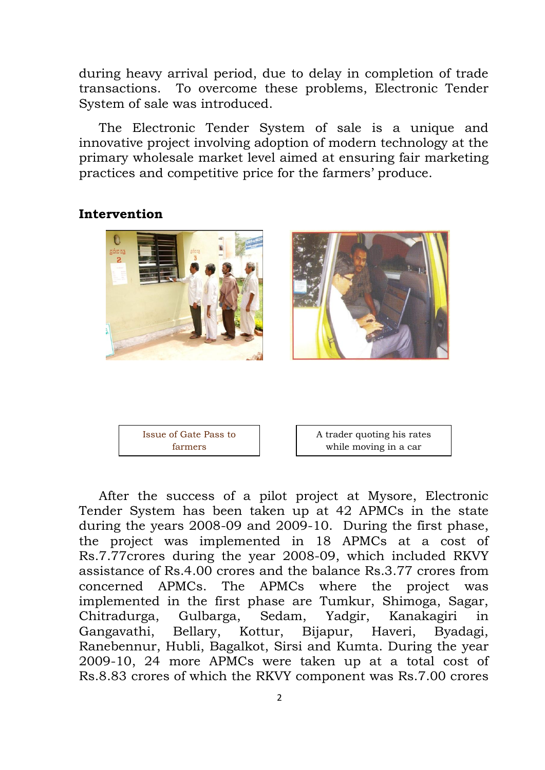during heavy arrival period, due to delay in completion of trade transactions. To overcome these problems, Electronic Tender System of sale was introduced.

The Electronic Tender System of sale is a unique and innovative project involving adoption of modern technology at the primary wholesale market level aimed at ensuring fair marketing practices and competitive price for the farmers' produce.

**Intervention**

Issue of Gate Pass to farmers

A trader quoting his rates while moving in a car

After the success of a pilot project at Mysore, Electronic Tender System has been taken up at 42 APMCs in the state during the years 2008-09 and 2009-10. During the first phase, the project was implemented in 18 APMCs at a cost of Rs.7.77crores during the year 2008-09, which included RKVY assistance of Rs.4.00 crores and the balance Rs.3.77 crores from concerned APMCs. The APMCs where the project was implemented in the first phase are Tumkur, Shimoga, Sagar, Chitradurga, Gulbarga, Sedam, Yadgir, Kanakagiri in Gangavathi, Bellary, Kottur, Bijapur, Haveri, Byadagi, Ranebennur, Hubli, Bagalkot, Sirsi and Kumta. During the year 2009-10, 24 more APMCs were taken up at a total cost of Rs.8.83 crores of which the RKVY component was Rs.7.00 crores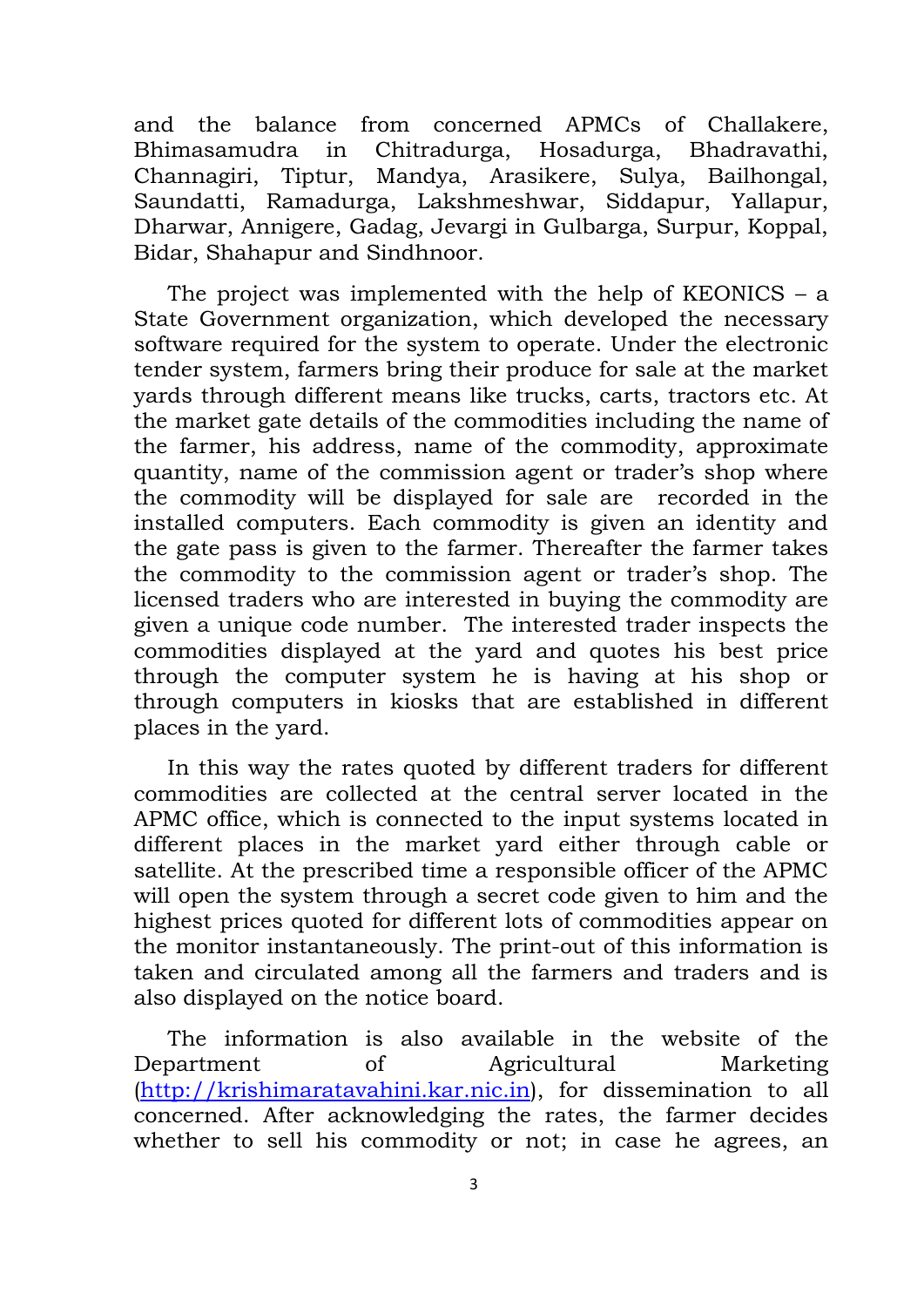and the balance from concerned APMCs of Challakere, Bhimasamudra in Chitradurga, Hosadurga, Bhadravathi, Channagiri, Tiptur, Mandya, Arasikere, Sulya, Bailhongal, Saundatti, Ramadurga, Lakshmeshwar, Siddapur, Yallapur, Dharwar, Annigere, Gadag, Jevargi in Gulbarga, Surpur, Koppal, Bidar, Shahapur and Sindhnoor.

The project was implemented with the help of KEONICS – a State Government organization, which developed the necessary software required for the system to operate. Under the electronic tender system, farmers bring their produce for sale at the market yards through different means like trucks, carts, tractors etc. At the market gate details of the commodities including the name of the farmer, his address, name of the commodity, approximate quantity, name of the commission agent or trader's shop where the commodity will be displayed for sale are recorded in the installed computers. Each commodity is given an identity and the gate pass is given to the farmer. Thereafter the farmer takes the commodity to the commission agent or trader's shop. The licensed traders who are interested in buying the commodity are given a unique code number. The interested trader inspects the commodities displayed at the yard and quotes his best price through the computer system he is having at his shop or through computers in kiosks that are established in different places in the yard.

In this way the rates quoted by different traders for different commodities are collected at the central server located in the APMC office, which is connected to the input systems located in different places in the market yard either through cable or satellite. At the prescribed time a responsible officer of the APMC will open the system through a secret code given to him and the highest prices quoted for different lots of commodities appear on the monitor instantaneously. The print-out of this information is taken and circulated among all the farmers and traders and is also displayed on the notice board.

The information is also available in the website of the Department of Agricultural Marketing (http://krishimaratavahini.kar.nic.in), for dissemination to all concerned. After acknowledging the rates, the farmer decides whether to sell his commodity or not; in case he agrees, an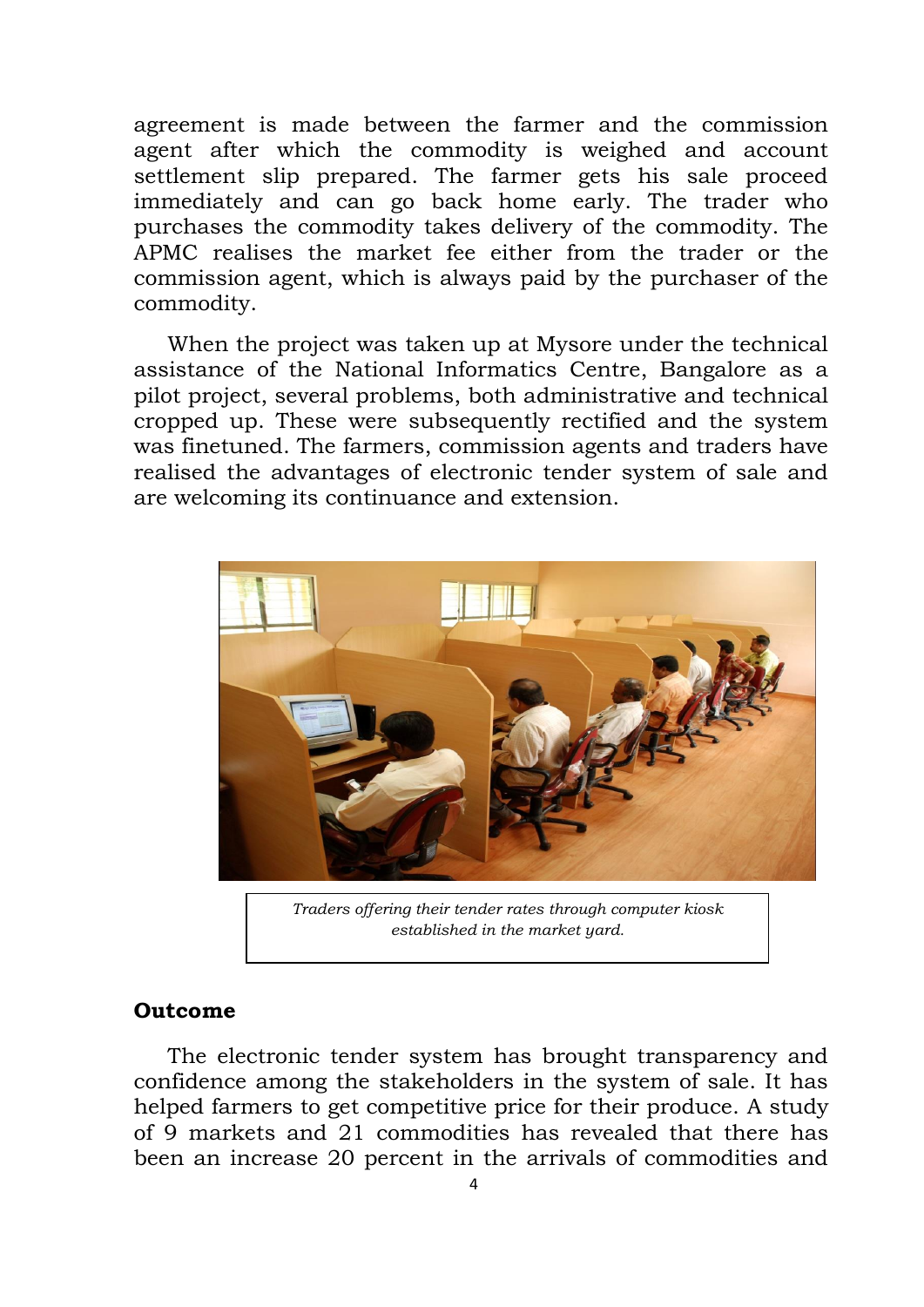agreement is made between the farmer and the commission agent after which the commodity is weighed and account settlement slip prepared. The farmer gets his sale proceed immediately and can go back home early. The trader who purchases the commodity takes delivery of the commodity. The APMC realises the market fee either from the trader or the commission agent, which is always paid by the purchaser of the commodity.

When the project was taken up at Mysore under the technical assistance of the National Informatics Centre, Bangalore as a pilot project, several problems, both administrative and technical cropped up. These were subsequently rectified and the system was finetuned. The farmers, commission agents and traders have realised the advantages of electronic tender system of sale and are welcoming its continuance and extension.

*Traders offering their tender rates through computer kiosk established in the market yard.*

## Outcome

The electronic tender system has brought transparency and confidence among the stakeholders in the system of sale. It has helped farmers to get competitive price for their produce. A study of 9 markets and 21 commodities has revealed that there has been an increase 20 percent in the arrivals of commodities and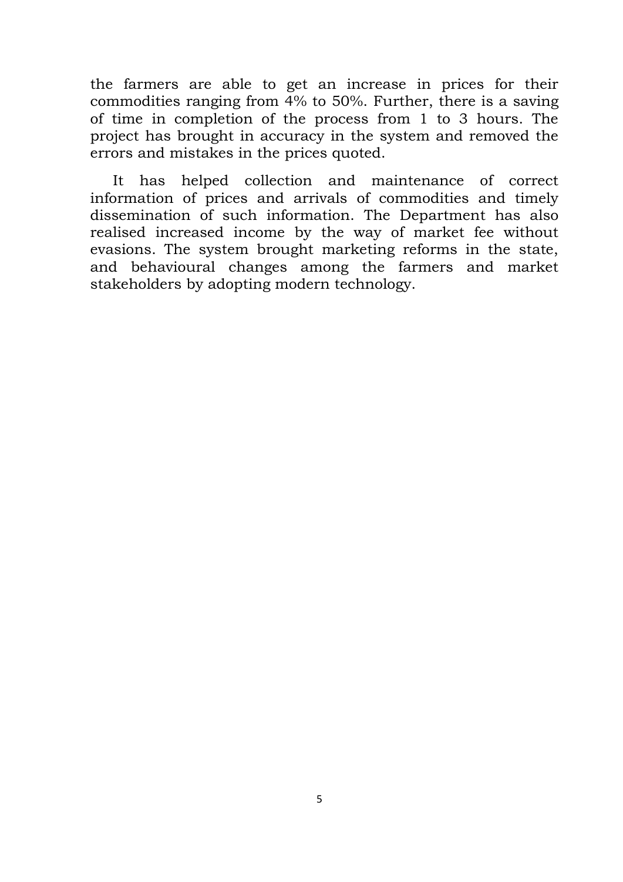the farmers are able to get an increase in prices for their commodities ranging from 4% to 50%. Further, there is a saving of time in completion of the process from 1 to 3 hours. The project has brought in accuracy in the system and removed the errors and mistakes in the prices quoted.

It has helped collection and maintenance of correct information of prices and arrivals of commodities and timely dissemination of such information. The Department has also realised increased income by the way of market fee without evasions. The system brought marketing reforms in the state, and behavioural changes among the farmers and market stakeholders by adopting modern technology.